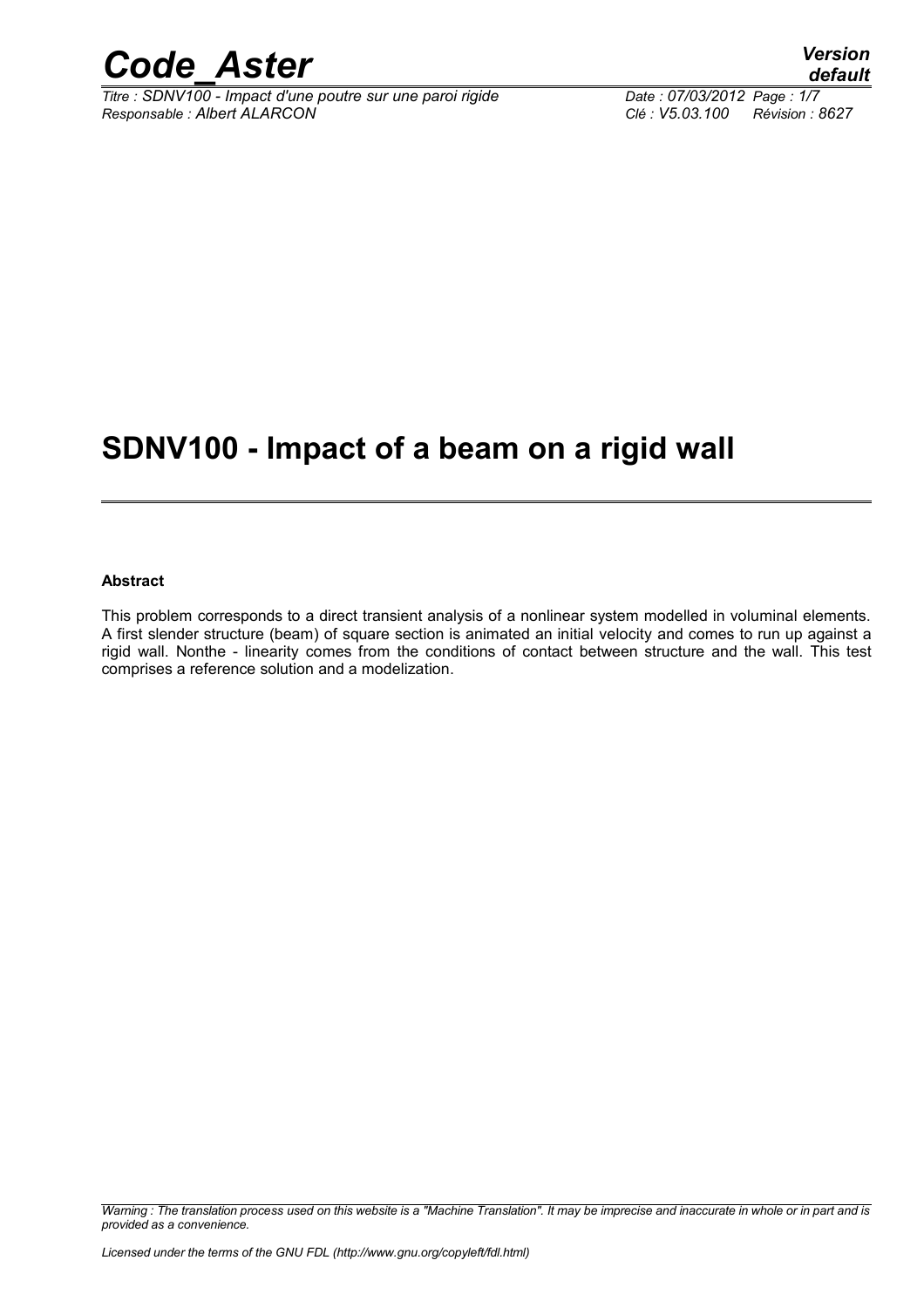# SDNV100 - Impact of a beam on a rigid wall

**Abstract**

This problem corresponds to a direct transient analysis of a nonlinear system modelled in voluminal elements. A first slender structure (beam) of square section is animated an initial velocity and comes to run up against a rigid wall. Nonthe - linearity comes from the conditions of contact between structure and the wall. This test comprises a reference solution and a modelization.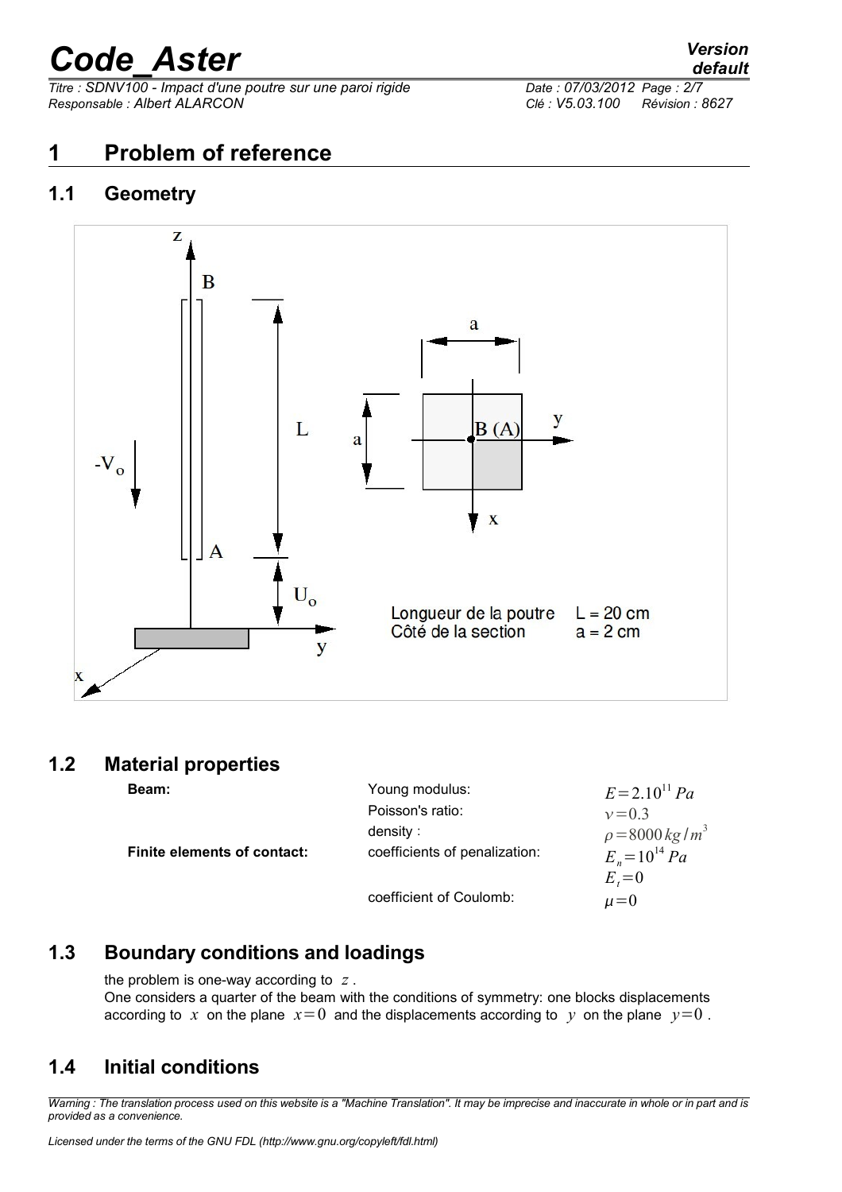# 1 Problem of reference

## 1.1 Geometry

Longueur de la poutre L = 20 cm
Côté de la section a = 2 cm

## 1.2 Material properties

| | | |
|---|---|---|
| **Beam:** | Young modulus: | $E=2.10^{11}\ Pa$ |
| | Poisson's ratio: | $\nu=0.3$ |
| | density : | $\rho=8000\ kg/m^3$ |
| **Finite elements of contact:** | coefficients of penalization: | $E_n=10^{14}\ Pa$ |
| | | $E_t=0$ |
| | coefficient of Coulomb: | $\mu=0$ |

## 1.3 Boundary conditions and loadings

the problem is one-way according to $z$.
One considers a quarter of the beam with the conditions of symmetry: one blocks displacements according to $x$ on the plane $x=0$ and the displacements according to $y$ on the plane $y=0$.

## 1.4 Initial conditions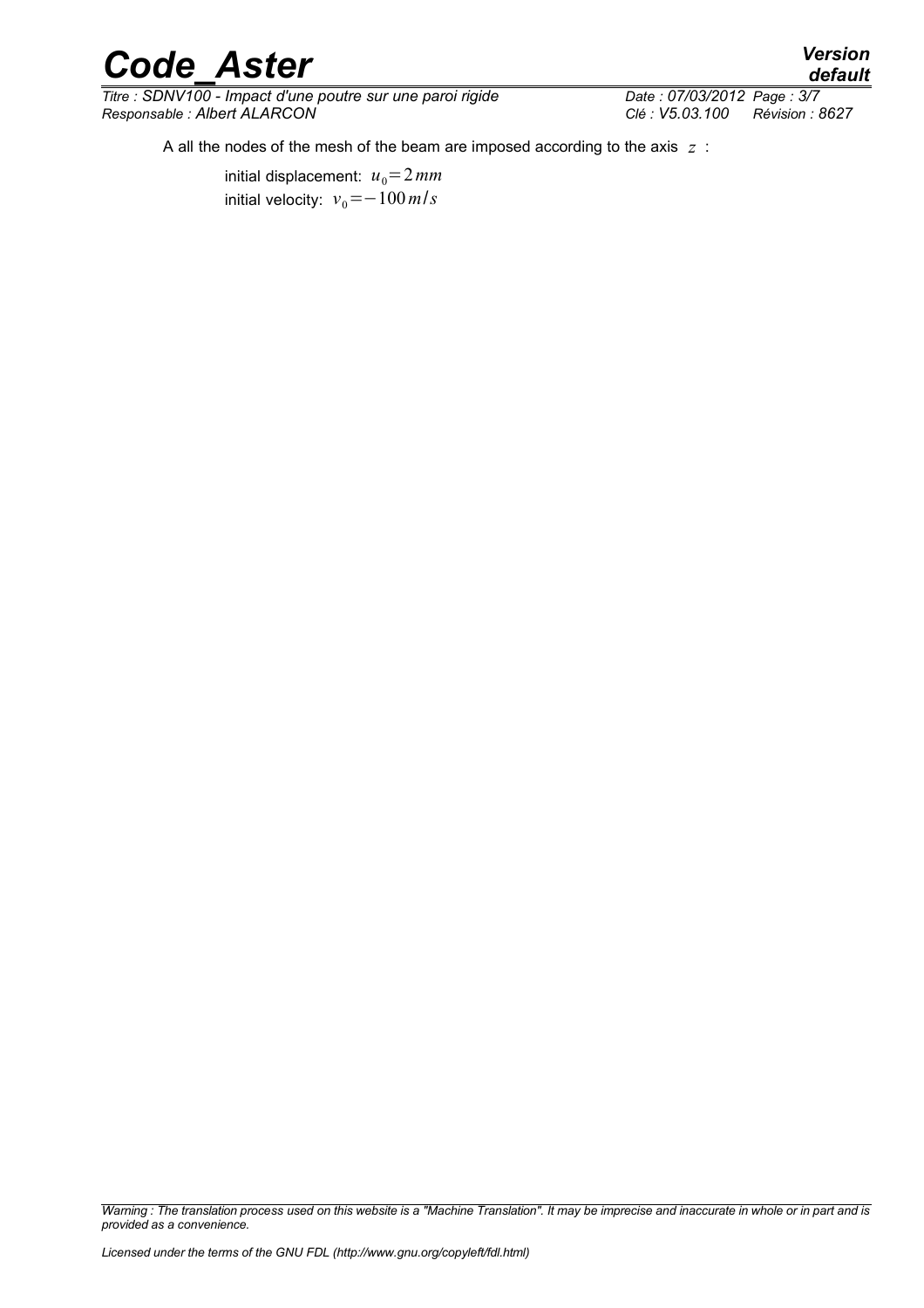A all the nodes of the mesh of the beam are imposed according to the axis $z$ :

initial displacement: $u_0 = 2\,mm$
initial velocity: $v_0 = -100\,m/s$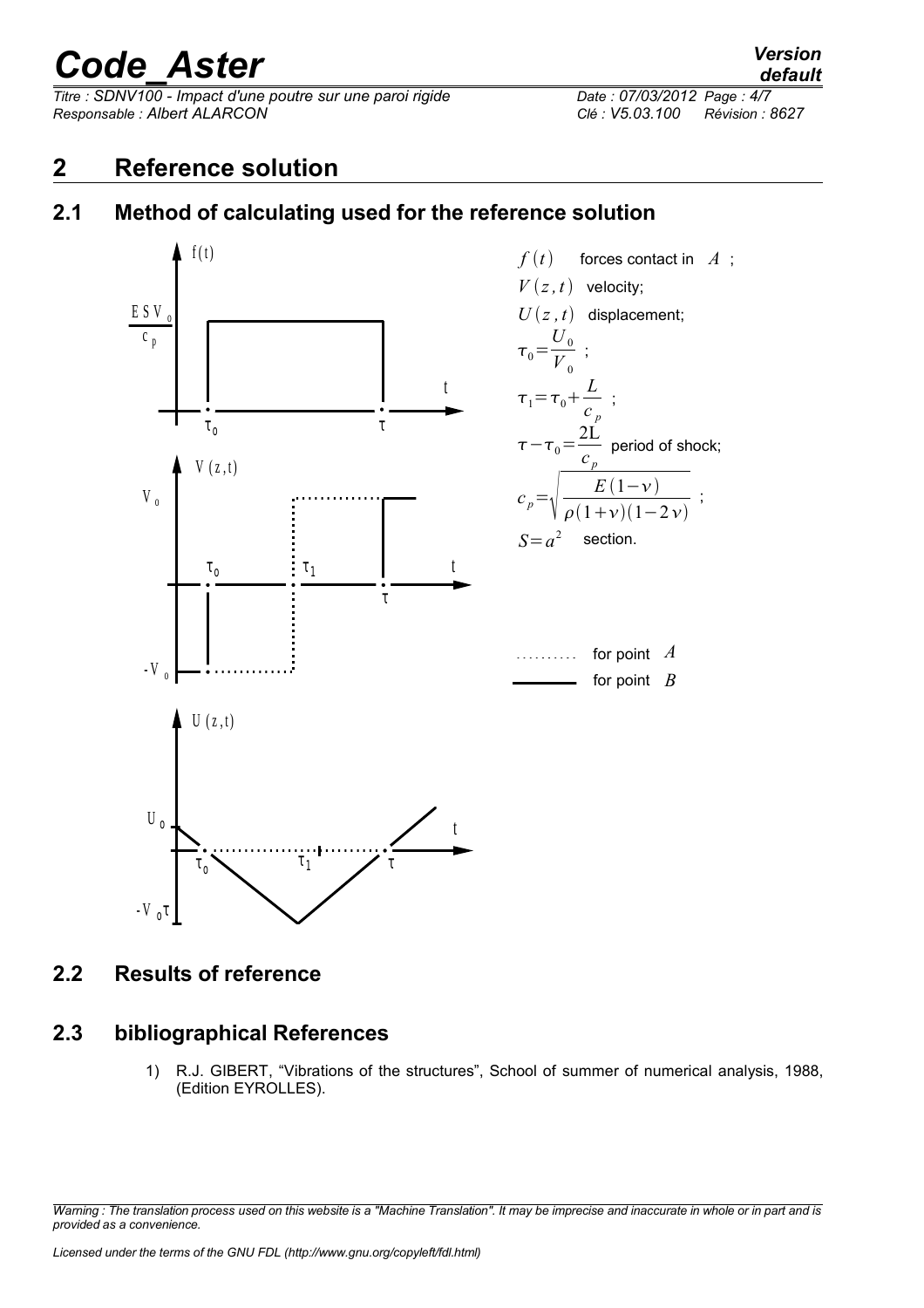## 2 Reference solution

### 2.1 Method of calculating used for the reference solution

$f(t)$ forces contact in $A$ ;

$V(z,t)$ velocity;

$U(z,t)$ displacement;

$\tau_0 = \dfrac{U_0}{V_0}$ ;

$\tau_1 = \tau_0 + \dfrac{L}{c_p}$ ;

$\tau - \tau_0 = \dfrac{2L}{c_p}$ period of shock;

$c_p = \sqrt{\dfrac{E(1-\nu)}{\rho(1+\nu)(1-2\nu)}}$ ;

$S = a^2$ section.

.......... for point $A$

———— for point $B$

### 2.2 Results of reference

### 2.3 bibliographical References

1) R.J. GIBERT, "Vibrations of the structures", School of summer of numerical analysis, 1988, (Edition EYROLLES).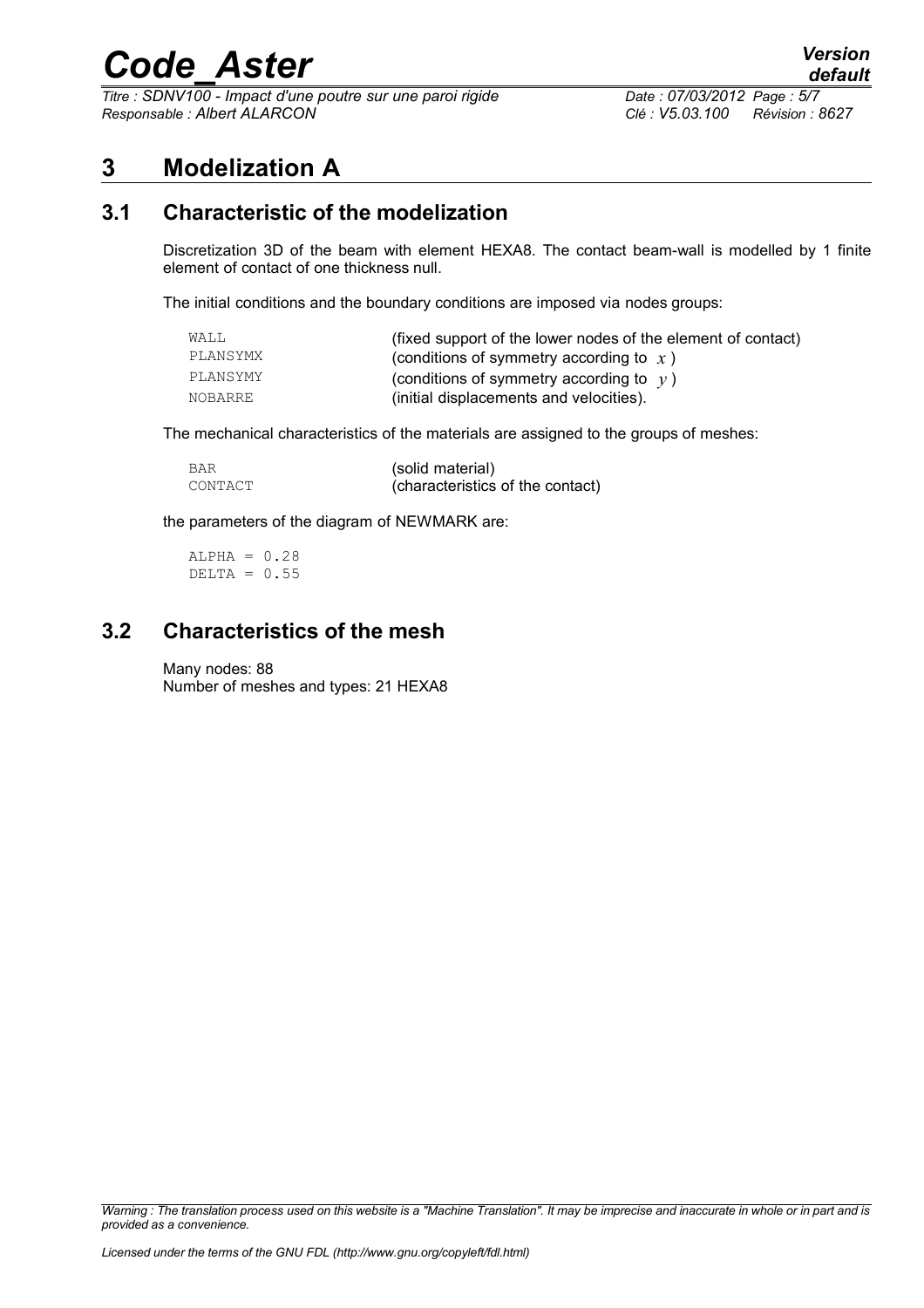# 3 Modelization A

## 3.1 Characteristic of the modelization

Discretization 3D of the beam with element HEXA8. The contact beam-wall is modelled by 1 finite element of contact of one thickness null.

The initial conditions and the boundary conditions are imposed via nodes groups:

| | |
|---|---|
| WALL | (fixed support of the lower nodes of the element of contact) |
| PLANSYMX | (conditions of symmetry according to $x$ ) |
| PLANSYMY | (conditions of symmetry according to $y$ ) |
| NOBARRE | (initial displacements and velocities). |

The mechanical characteristics of the materials are assigned to the groups of meshes:

| | |
|---|---|
| BAR | (solid material) |
| CONTACT | (characteristics of the contact) |

the parameters of the diagram of NEWMARK are:

```
ALPHA = 0.28
DELTA = 0.55
```

## 3.2 Characteristics of the mesh

Many nodes: 88
Number of meshes and types: 21 HEXA8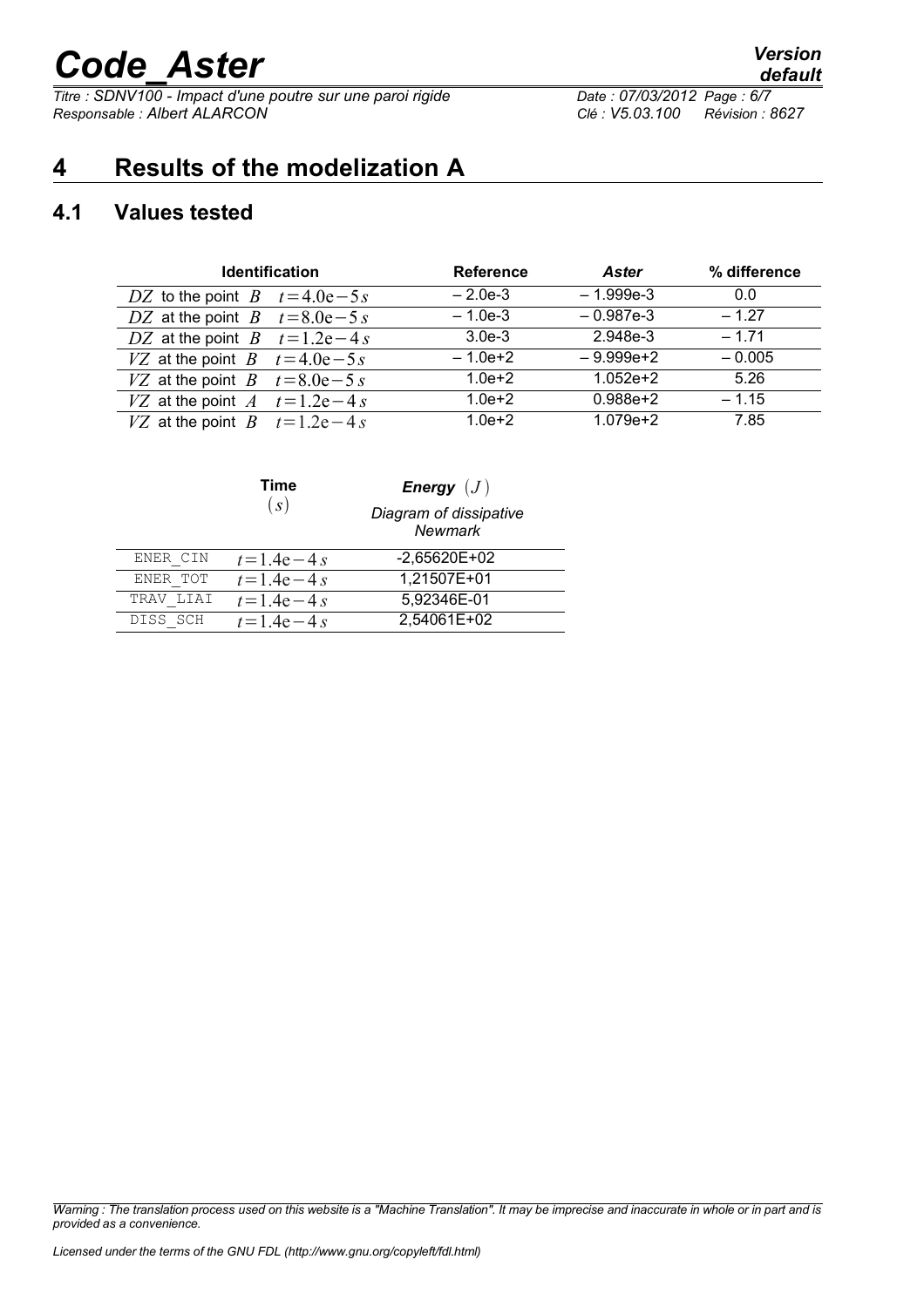# 4 Results of the modelization A

## 4.1 Values tested

| Identification | Reference | *Aster* | % difference |
|---|---|---|---|
| $DZ$ to the point $B$ $t=4.0\text{e}-5\,s$ | – 2.0e-3 | – 1.999e-3 | 0.0 |
| $DZ$ at the point $B$ $t=8.0\text{e}-5\,s$ | – 1.0e-3 | – 0.987e-3 | – 1.27 |
| $DZ$ at the point $B$ $t=1.2\text{e}-4\,s$ | 3.0e-3 | 2.948e-3 | – 1.71 |
| $VZ$ at the point $B$ $t=4.0\text{e}-5\,s$ | – 1.0e+2 | – 9.999e+2 | – 0.005 |
| $VZ$ at the point $B$ $t=8.0\text{e}-5\,s$ | 1.0e+2 | 1.052e+2 | 5.26 |
| $VZ$ at the point $A$ $t=1.2\text{e}-4\,s$ | 1.0e+2 | 0.988e+2 | – 1.15 |
| $VZ$ at the point $B$ $t=1.2\text{e}-4\,s$ | 1.0e+2 | 1.079e+2 | 7.85 |

| | **Time** $(s)$ | ***Energy*** $(J)$ *Diagram of dissipative Newmark* |
|---|---|---|
| ENER_CIN | $t=1.4\text{e}-4\,s$ | -2,65620E+02 |
| ENER_TOT | $t=1.4\text{e}-4\,s$ | 1,21507E+01 |
| TRAV_LIAI | $t=1.4\text{e}-4\,s$ | 5,92346E-01 |
| DISS_SCH | $t=1.4\text{e}-4\,s$ | 2,54061E+02 |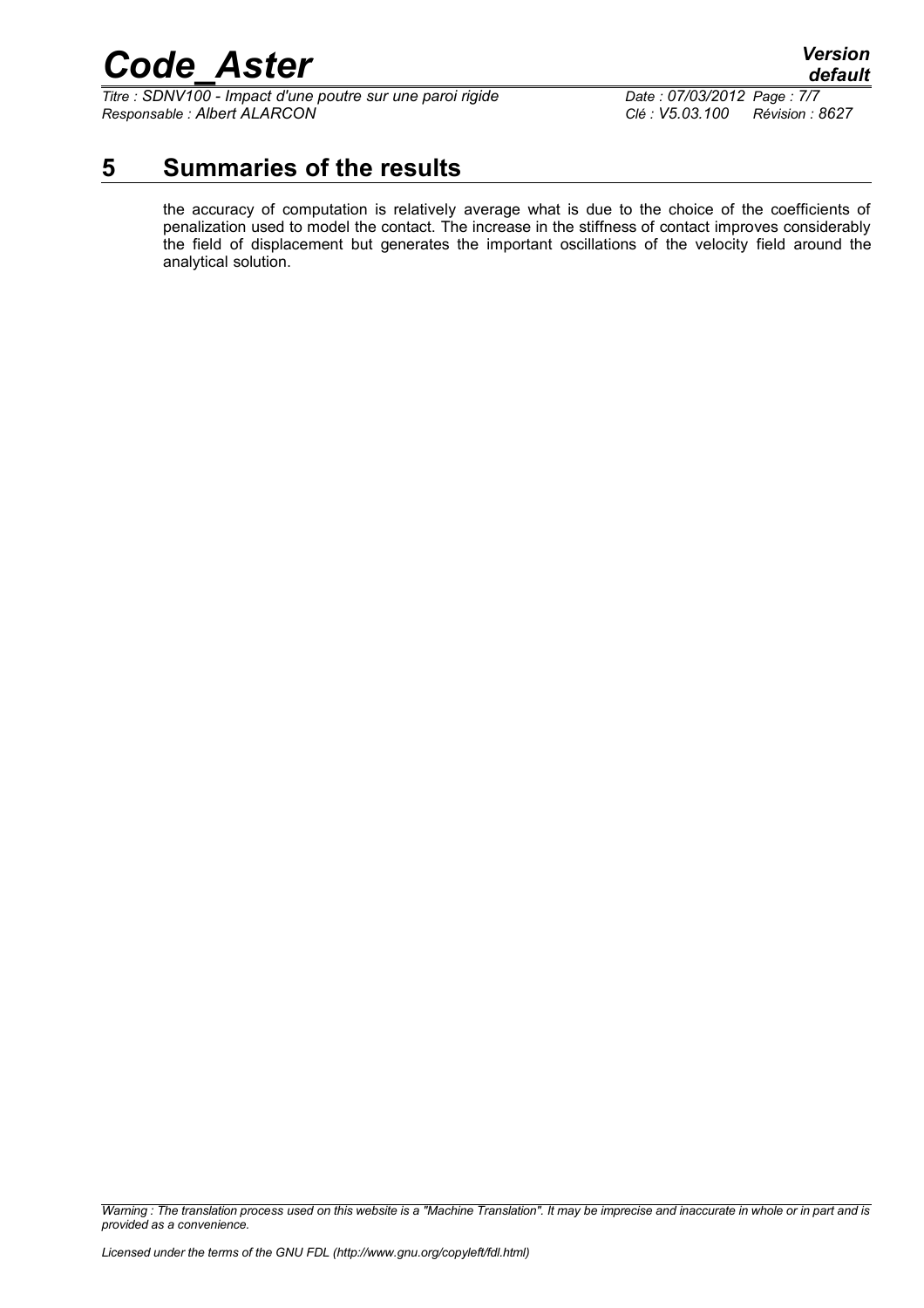## 5 Summaries of the results

the accuracy of computation is relatively average what is due to the choice of the coefficients of penalization used to model the contact. The increase in the stiffness of contact improves considerably the field of displacement but generates the important oscillations of the velocity field around the analytical solution.